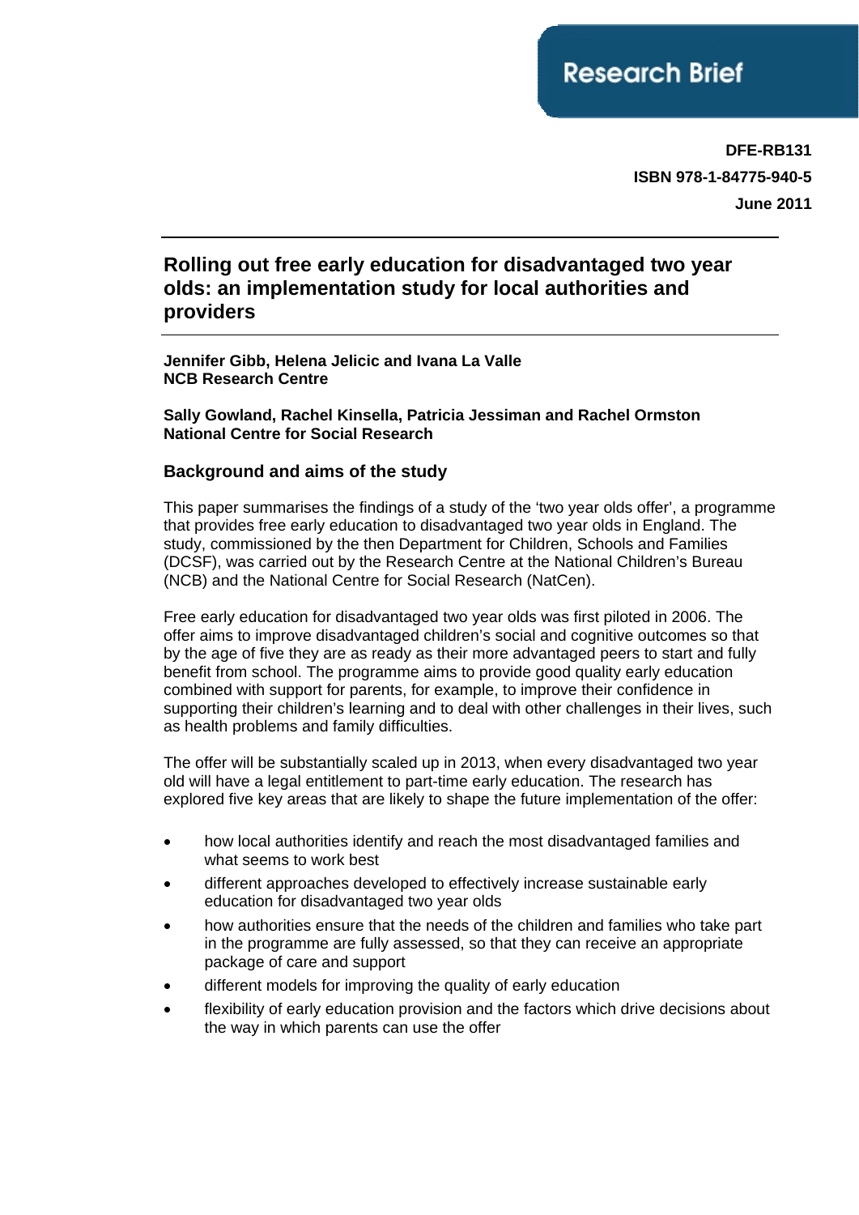Research Brief

**DFE-RB131**
**ISBN 978-1-84775-940-5**
**June 2011**

# Rolling out free early education for disadvantaged two year olds: an implementation study for local authorities and providers

**Jennifer Gibb, Helena Jelicic and Ivana La Valle**
**NCB Research Centre**

**Sally Gowland, Rachel Kinsella, Patricia Jessiman and Rachel Ormston**
**National Centre for Social Research**

## Background and aims of the study

This paper summarises the findings of a study of the 'two year olds offer', a programme that provides free early education to disadvantaged two year olds in England. The study, commissioned by the then Department for Children, Schools and Families (DCSF), was carried out by the Research Centre at the National Children's Bureau (NCB) and the National Centre for Social Research (NatCen).

Free early education for disadvantaged two year olds was first piloted in 2006. The offer aims to improve disadvantaged children's social and cognitive outcomes so that by the age of five they are as ready as their more advantaged peers to start and fully benefit from school. The programme aims to provide good quality early education combined with support for parents, for example, to improve their confidence in supporting their children's learning and to deal with other challenges in their lives, such as health problems and family difficulties.

The offer will be substantially scaled up in 2013, when every disadvantaged two year old will have a legal entitlement to part-time early education. The research has explored five key areas that are likely to shape the future implementation of the offer:

- how local authorities identify and reach the most disadvantaged families and what seems to work best
- different approaches developed to effectively increase sustainable early education for disadvantaged two year olds
- how authorities ensure that the needs of the children and families who take part in the programme are fully assessed, so that they can receive an appropriate package of care and support
- different models for improving the quality of early education
- flexibility of early education provision and the factors which drive decisions about the way in which parents can use the offer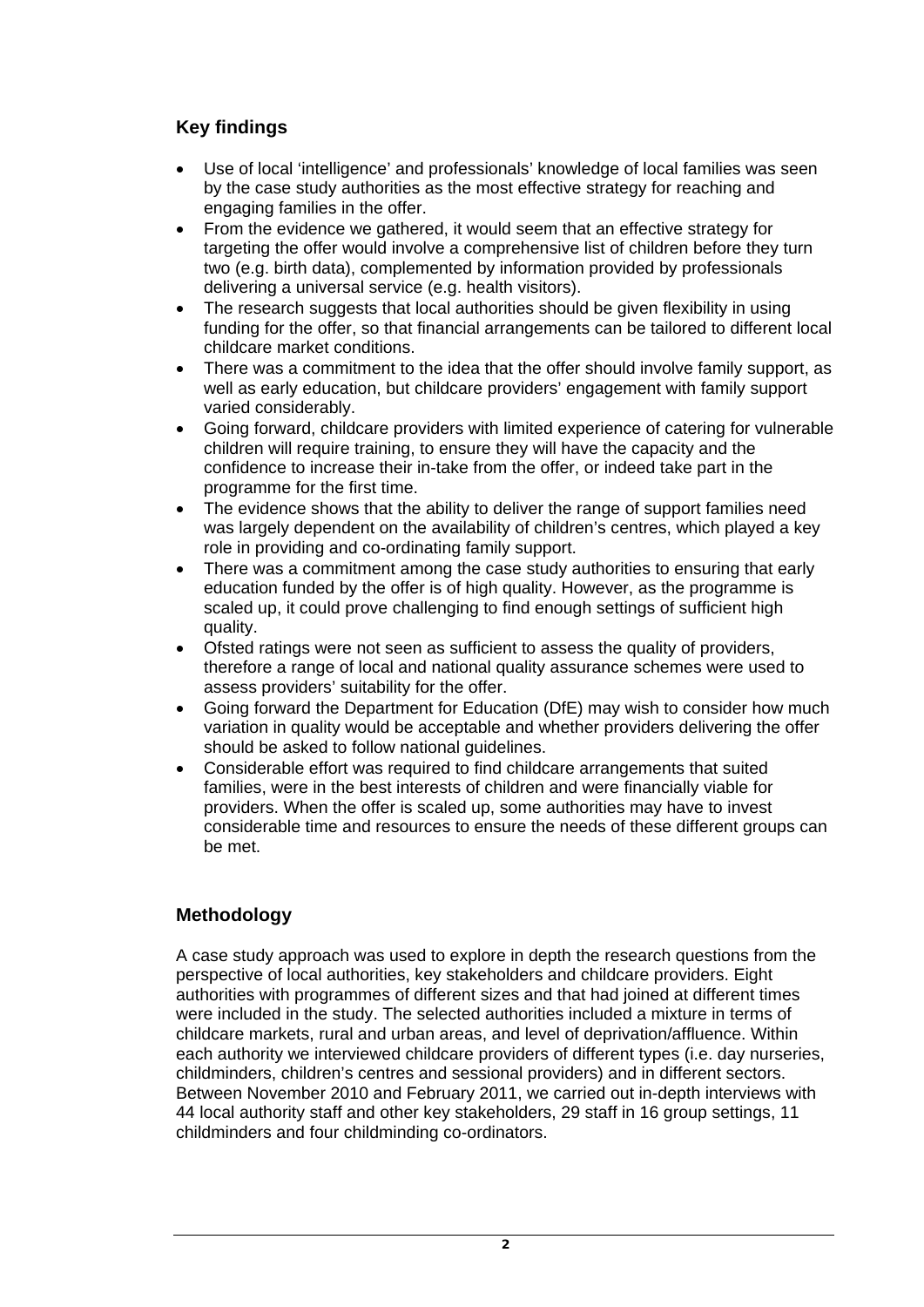## Key findings

- Use of local 'intelligence' and professionals' knowledge of local families was seen by the case study authorities as the most effective strategy for reaching and engaging families in the offer.
- From the evidence we gathered, it would seem that an effective strategy for targeting the offer would involve a comprehensive list of children before they turn two (e.g. birth data), complemented by information provided by professionals delivering a universal service (e.g. health visitors).
- The research suggests that local authorities should be given flexibility in using funding for the offer, so that financial arrangements can be tailored to different local childcare market conditions.
- There was a commitment to the idea that the offer should involve family support, as well as early education, but childcare providers' engagement with family support varied considerably.
- Going forward, childcare providers with limited experience of catering for vulnerable children will require training, to ensure they will have the capacity and the confidence to increase their in-take from the offer, or indeed take part in the programme for the first time.
- The evidence shows that the ability to deliver the range of support families need was largely dependent on the availability of children's centres, which played a key role in providing and co-ordinating family support.
- There was a commitment among the case study authorities to ensuring that early education funded by the offer is of high quality. However, as the programme is scaled up, it could prove challenging to find enough settings of sufficient high quality.
- Ofsted ratings were not seen as sufficient to assess the quality of providers, therefore a range of local and national quality assurance schemes were used to assess providers' suitability for the offer.
- Going forward the Department for Education (DfE) may wish to consider how much variation in quality would be acceptable and whether providers delivering the offer should be asked to follow national guidelines.
- Considerable effort was required to find childcare arrangements that suited families, were in the best interests of children and were financially viable for providers. When the offer is scaled up, some authorities may have to invest considerable time and resources to ensure the needs of these different groups can be met.

## Methodology

A case study approach was used to explore in depth the research questions from the perspective of local authorities, key stakeholders and childcare providers. Eight authorities with programmes of different sizes and that had joined at different times were included in the study. The selected authorities included a mixture in terms of childcare markets, rural and urban areas, and level of deprivation/affluence. Within each authority we interviewed childcare providers of different types (i.e. day nurseries, childminders, children's centres and sessional providers) and in different sectors. Between November 2010 and February 2011, we carried out in-depth interviews with 44 local authority staff and other key stakeholders, 29 staff in 16 group settings, 11 childminders and four childminding co-ordinators.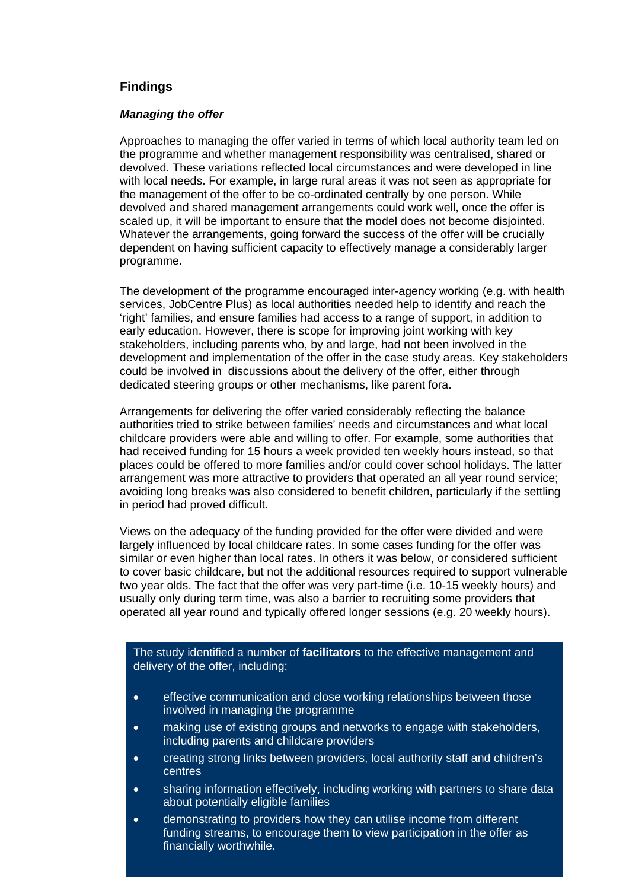## Findings

### *Managing the offer*

Approaches to managing the offer varied in terms of which local authority team led on the programme and whether management responsibility was centralised, shared or devolved. These variations reflected local circumstances and were developed in line with local needs. For example, in large rural areas it was not seen as appropriate for the management of the offer to be co-ordinated centrally by one person. While devolved and shared management arrangements could work well, once the offer is scaled up, it will be important to ensure that the model does not become disjointed. Whatever the arrangements, going forward the success of the offer will be crucially dependent on having sufficient capacity to effectively manage a considerably larger programme.

The development of the programme encouraged inter-agency working (e.g. with health services, JobCentre Plus) as local authorities needed help to identify and reach the 'right' families, and ensure families had access to a range of support, in addition to early education. However, there is scope for improving joint working with key stakeholders, including parents who, by and large, had not been involved in the development and implementation of the offer in the case study areas. Key stakeholders could be involved in discussions about the delivery of the offer, either through dedicated steering groups or other mechanisms, like parent fora.

Arrangements for delivering the offer varied considerably reflecting the balance authorities tried to strike between families' needs and circumstances and what local childcare providers were able and willing to offer. For example, some authorities that had received funding for 15 hours a week provided ten weekly hours instead, so that places could be offered to more families and/or could cover school holidays. The latter arrangement was more attractive to providers that operated an all year round service; avoiding long breaks was also considered to benefit children, particularly if the settling in period had proved difficult.

Views on the adequacy of the funding provided for the offer were divided and were largely influenced by local childcare rates. In some cases funding for the offer was similar or even higher than local rates. In others it was below, or considered sufficient to cover basic childcare, but not the additional resources required to support vulnerable two year olds. The fact that the offer was very part-time (i.e. 10-15 weekly hours) and usually only during term time, was also a barrier to recruiting some providers that operated all year round and typically offered longer sessions (e.g. 20 weekly hours).

The study identified a number of **facilitators** to the effective management and delivery of the offer, including:

- effective communication and close working relationships between those involved in managing the programme
- making use of existing groups and networks to engage with stakeholders, including parents and childcare providers
- creating strong links between providers, local authority staff and children's centres
- sharing information effectively, including working with partners to share data about potentially eligible families
- demonstrating to providers how they can utilise income from different funding streams, to encourage them to view participation in the offer as financially worthwhile.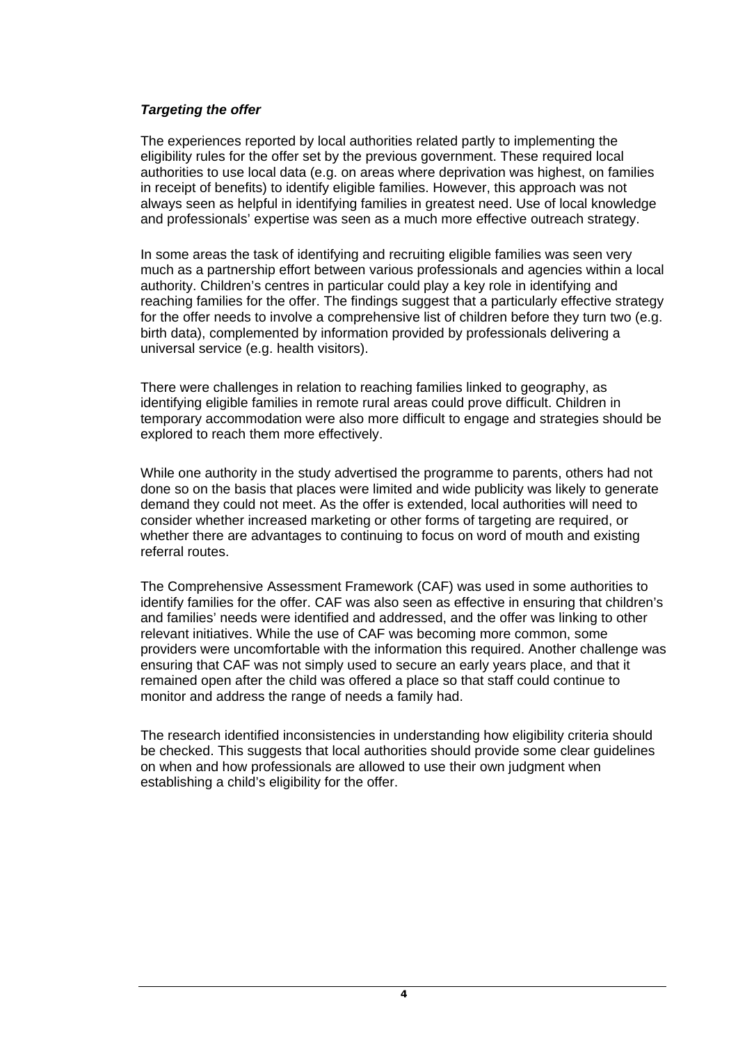***Targeting the offer***

The experiences reported by local authorities related partly to implementing the eligibility rules for the offer set by the previous government. These required local authorities to use local data (e.g. on areas where deprivation was highest, on families in receipt of benefits) to identify eligible families. However, this approach was not always seen as helpful in identifying families in greatest need. Use of local knowledge and professionals' expertise was seen as a much more effective outreach strategy.

In some areas the task of identifying and recruiting eligible families was seen very much as a partnership effort between various professionals and agencies within a local authority. Children's centres in particular could play a key role in identifying and reaching families for the offer. The findings suggest that a particularly effective strategy for the offer needs to involve a comprehensive list of children before they turn two (e.g. birth data), complemented by information provided by professionals delivering a universal service (e.g. health visitors).

There were challenges in relation to reaching families linked to geography, as identifying eligible families in remote rural areas could prove difficult. Children in temporary accommodation were also more difficult to engage and strategies should be explored to reach them more effectively.

While one authority in the study advertised the programme to parents, others had not done so on the basis that places were limited and wide publicity was likely to generate demand they could not meet. As the offer is extended, local authorities will need to consider whether increased marketing or other forms of targeting are required, or whether there are advantages to continuing to focus on word of mouth and existing referral routes.

The Comprehensive Assessment Framework (CAF) was used in some authorities to identify families for the offer. CAF was also seen as effective in ensuring that children's and families' needs were identified and addressed, and the offer was linking to other relevant initiatives. While the use of CAF was becoming more common, some providers were uncomfortable with the information this required. Another challenge was ensuring that CAF was not simply used to secure an early years place, and that it remained open after the child was offered a place so that staff could continue to monitor and address the range of needs a family had.

The research identified inconsistencies in understanding how eligibility criteria should be checked. This suggests that local authorities should provide some clear guidelines on when and how professionals are allowed to use their own judgment when establishing a child's eligibility for the offer.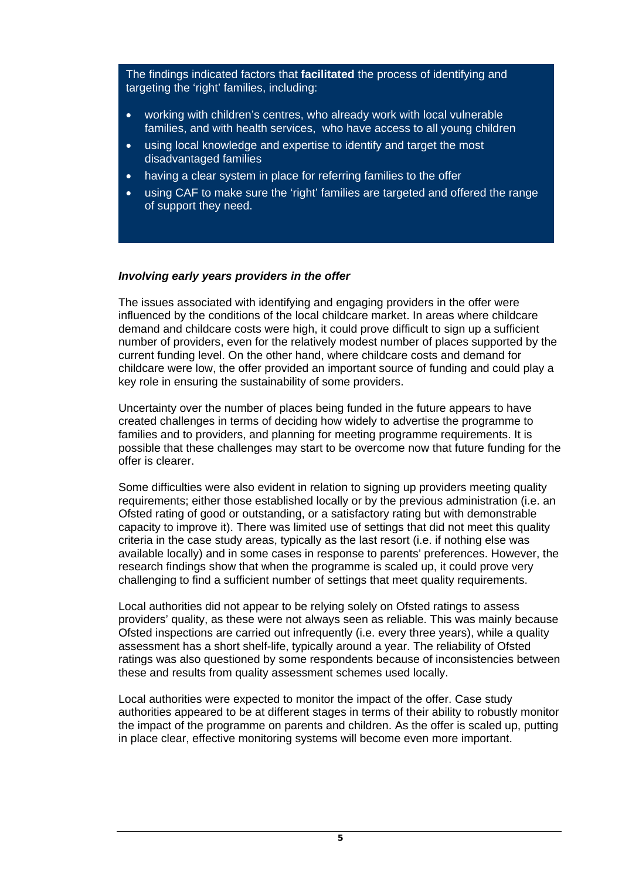The findings indicated factors that **facilitated** the process of identifying and targeting the 'right' families, including:

- working with children's centres, who already work with local vulnerable families, and with health services, who have access to all young children
- using local knowledge and expertise to identify and target the most disadvantaged families
- having a clear system in place for referring families to the offer
- using CAF to make sure the 'right' families are targeted and offered the range of support they need.

***Involving early years providers in the offer***

The issues associated with identifying and engaging providers in the offer were influenced by the conditions of the local childcare market. In areas where childcare demand and childcare costs were high, it could prove difficult to sign up a sufficient number of providers, even for the relatively modest number of places supported by the current funding level. On the other hand, where childcare costs and demand for childcare were low, the offer provided an important source of funding and could play a key role in ensuring the sustainability of some providers.

Uncertainty over the number of places being funded in the future appears to have created challenges in terms of deciding how widely to advertise the programme to families and to providers, and planning for meeting programme requirements. It is possible that these challenges may start to be overcome now that future funding for the offer is clearer.

Some difficulties were also evident in relation to signing up providers meeting quality requirements; either those established locally or by the previous administration (i.e. an Ofsted rating of good or outstanding, or a satisfactory rating but with demonstrable capacity to improve it). There was limited use of settings that did not meet this quality criteria in the case study areas, typically as the last resort (i.e. if nothing else was available locally) and in some cases in response to parents' preferences. However, the research findings show that when the programme is scaled up, it could prove very challenging to find a sufficient number of settings that meet quality requirements.

Local authorities did not appear to be relying solely on Ofsted ratings to assess providers' quality, as these were not always seen as reliable. This was mainly because Ofsted inspections are carried out infrequently (i.e. every three years), while a quality assessment has a short shelf-life, typically around a year. The reliability of Ofsted ratings was also questioned by some respondents because of inconsistencies between these and results from quality assessment schemes used locally.

Local authorities were expected to monitor the impact of the offer. Case study authorities appeared to be at different stages in terms of their ability to robustly monitor the impact of the programme on parents and children. As the offer is scaled up, putting in place clear, effective monitoring systems will become even more important.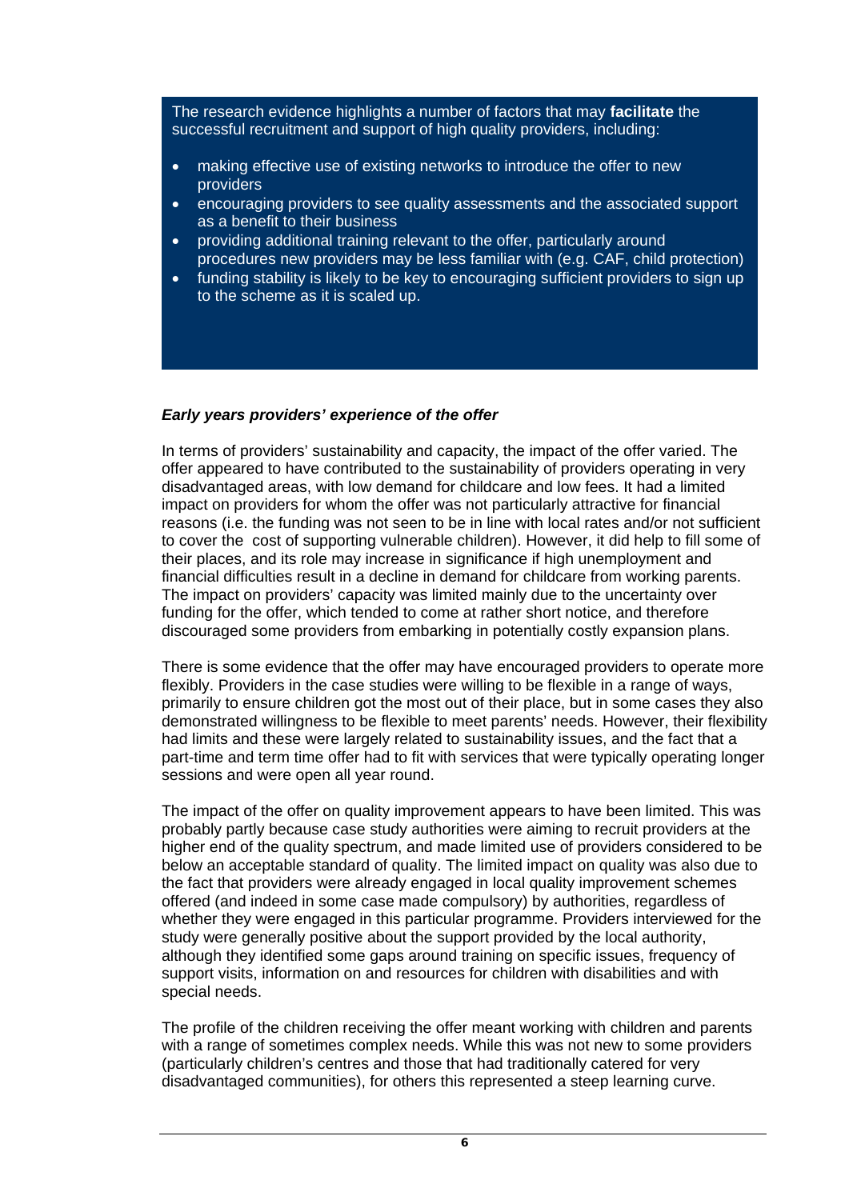The research evidence highlights a number of factors that may **facilitate** the successful recruitment and support of high quality providers, including:

- making effective use of existing networks to introduce the offer to new providers
- encouraging providers to see quality assessments and the associated support as a benefit to their business
- providing additional training relevant to the offer, particularly around procedures new providers may be less familiar with (e.g. CAF, child protection)
- funding stability is likely to be key to encouraging sufficient providers to sign up to the scheme as it is scaled up.

***Early years providers' experience of the offer***

In terms of providers' sustainability and capacity, the impact of the offer varied. The offer appeared to have contributed to the sustainability of providers operating in very disadvantaged areas, with low demand for childcare and low fees. It had a limited impact on providers for whom the offer was not particularly attractive for financial reasons (i.e. the funding was not seen to be in line with local rates and/or not sufficient to cover the cost of supporting vulnerable children). However, it did help to fill some of their places, and its role may increase in significance if high unemployment and financial difficulties result in a decline in demand for childcare from working parents. The impact on providers' capacity was limited mainly due to the uncertainty over funding for the offer, which tended to come at rather short notice, and therefore discouraged some providers from embarking in potentially costly expansion plans.

There is some evidence that the offer may have encouraged providers to operate more flexibly. Providers in the case studies were willing to be flexible in a range of ways, primarily to ensure children got the most out of their place, but in some cases they also demonstrated willingness to be flexible to meet parents' needs. However, their flexibility had limits and these were largely related to sustainability issues, and the fact that a part-time and term time offer had to fit with services that were typically operating longer sessions and were open all year round.

The impact of the offer on quality improvement appears to have been limited. This was probably partly because case study authorities were aiming to recruit providers at the higher end of the quality spectrum, and made limited use of providers considered to be below an acceptable standard of quality. The limited impact on quality was also due to the fact that providers were already engaged in local quality improvement schemes offered (and indeed in some case made compulsory) by authorities, regardless of whether they were engaged in this particular programme. Providers interviewed for the study were generally positive about the support provided by the local authority, although they identified some gaps around training on specific issues, frequency of support visits, information on and resources for children with disabilities and with special needs.

The profile of the children receiving the offer meant working with children and parents with a range of sometimes complex needs. While this was not new to some providers (particularly children's centres and those that had traditionally catered for very disadvantaged communities), for others this represented a steep learning curve.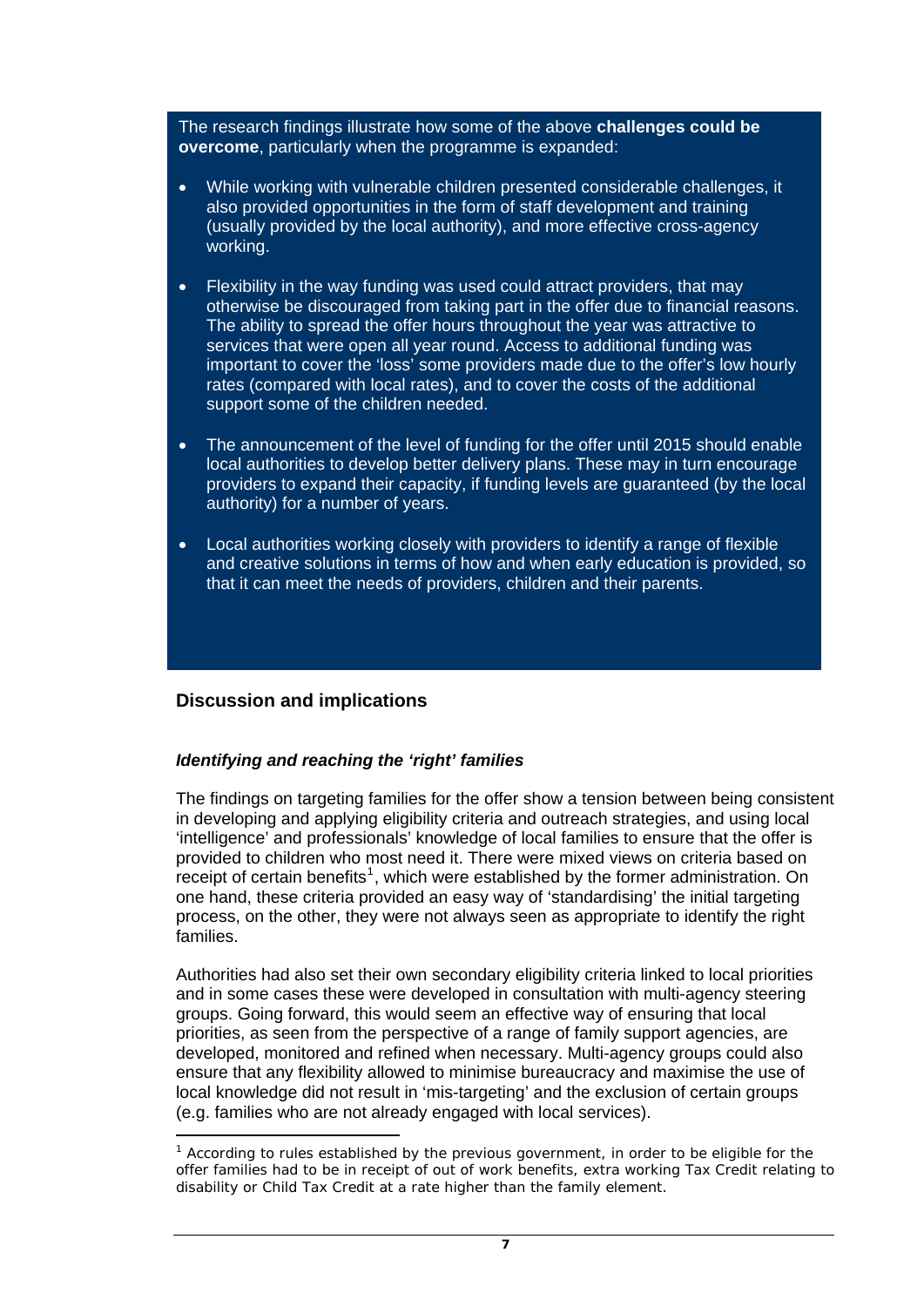The research findings illustrate how some of the above **challenges could be overcome**, particularly when the programme is expanded:

- While working with vulnerable children presented considerable challenges, it also provided opportunities in the form of staff development and training (usually provided by the local authority), and more effective cross-agency working.

- Flexibility in the way funding was used could attract providers, that may otherwise be discouraged from taking part in the offer due to financial reasons. The ability to spread the offer hours throughout the year was attractive to services that were open all year round. Access to additional funding was important to cover the 'loss' some providers made due to the offer's low hourly rates (compared with local rates), and to cover the costs of the additional support some of the children needed.

- The announcement of the level of funding for the offer until 2015 should enable local authorities to develop better delivery plans. These may in turn encourage providers to expand their capacity, if funding levels are guaranteed (by the local authority) for a number of years.

- Local authorities working closely with providers to identify a range of flexible and creative solutions in terms of how and when early education is provided, so that it can meet the needs of providers, children and their parents.

## Discussion and implications

### *Identifying and reaching the 'right' families*

The findings on targeting families for the offer show a tension between being consistent in developing and applying eligibility criteria and outreach strategies, and using local 'intelligence' and professionals' knowledge of local families to ensure that the offer is provided to children who most need it. There were mixed views on criteria based on receipt of certain benefits[1], which were established by the former administration. On one hand, these criteria provided an easy way of 'standardising' the initial targeting process, on the other, they were not always seen as appropriate to identify the right families.

Authorities had also set their own secondary eligibility criteria linked to local priorities and in some cases these were developed in consultation with multi-agency steering groups. Going forward, this would seem an effective way of ensuring that local priorities, as seen from the perspective of a range of family support agencies, are developed, monitored and refined when necessary. Multi-agency groups could also ensure that any flexibility allowed to minimise bureaucracy and maximise the use of local knowledge did not result in 'mis-targeting' and the exclusion of certain groups (e.g. families who are not already engaged with local services).

[1] According to rules established by the previous government, in order to be eligible for the offer families had to be in receipt of out of work benefits, extra working Tax Credit relating to disability or Child Tax Credit at a rate higher than the family element.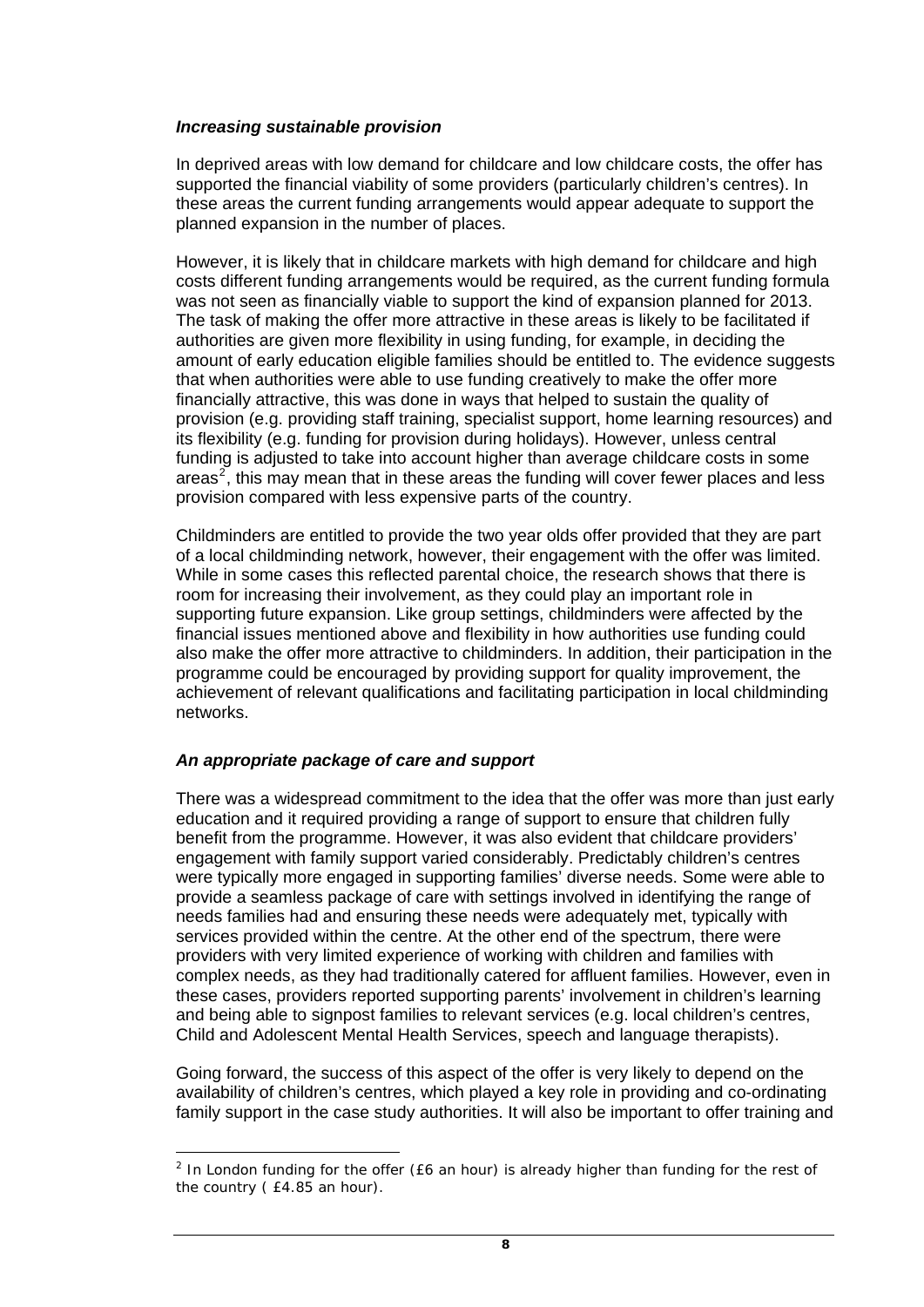***Increasing sustainable provision***

In deprived areas with low demand for childcare and low childcare costs, the offer has supported the financial viability of some providers (particularly children's centres). In these areas the current funding arrangements would appear adequate to support the planned expansion in the number of places.

However, it is likely that in childcare markets with high demand for childcare and high costs different funding arrangements would be required, as the current funding formula was not seen as financially viable to support the kind of expansion planned for 2013. The task of making the offer more attractive in these areas is likely to be facilitated if authorities are given more flexibility in using funding, for example, in deciding the amount of early education eligible families should be entitled to. The evidence suggests that when authorities were able to use funding creatively to make the offer more financially attractive, this was done in ways that helped to sustain the quality of provision (e.g. providing staff training, specialist support, home learning resources) and its flexibility (e.g. funding for provision during holidays). However, unless central funding is adjusted to take into account higher than average childcare costs in some areas[2], this may mean that in these areas the funding will cover fewer places and less provision compared with less expensive parts of the country.

Childminders are entitled to provide the two year olds offer provided that they are part of a local childminding network, however, their engagement with the offer was limited. While in some cases this reflected parental choice, the research shows that there is room for increasing their involvement, as they could play an important role in supporting future expansion. Like group settings, childminders were affected by the financial issues mentioned above and flexibility in how authorities use funding could also make the offer more attractive to childminders. In addition, their participation in the programme could be encouraged by providing support for quality improvement, the achievement of relevant qualifications and facilitating participation in local childminding networks.

***An appropriate package of care and support***

There was a widespread commitment to the idea that the offer was more than just early education and it required providing a range of support to ensure that children fully benefit from the programme. However, it was also evident that childcare providers' engagement with family support varied considerably. Predictably children's centres were typically more engaged in supporting families' diverse needs. Some were able to provide a seamless package of care with settings involved in identifying the range of needs families had and ensuring these needs were adequately met, typically with services provided within the centre. At the other end of the spectrum, there were providers with very limited experience of working with children and families with complex needs, as they had traditionally catered for affluent families. However, even in these cases, providers reported supporting parents' involvement in children's learning and being able to signpost families to relevant services (e.g. local children's centres, Child and Adolescent Mental Health Services, speech and language therapists).

Going forward, the success of this aspect of the offer is very likely to depend on the availability of children's centres, which played a key role in providing and co-ordinating family support in the case study authorities. It will also be important to offer training and

[2] In London funding for the offer (£6 an hour) is already higher than funding for the rest of the country ( £4.85 an hour).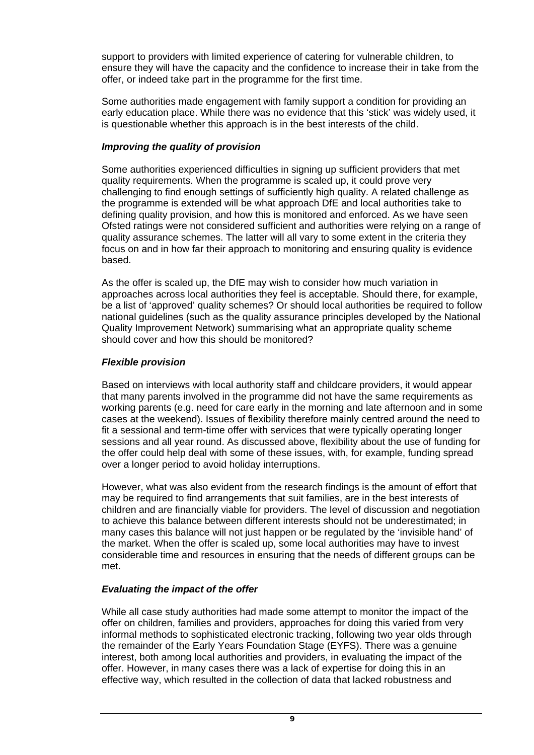support to providers with limited experience of catering for vulnerable children, to ensure they will have the capacity and the confidence to increase their in take from the offer, or indeed take part in the programme for the first time.

Some authorities made engagement with family support a condition for providing an early education place. While there was no evidence that this 'stick' was widely used, it is questionable whether this approach is in the best interests of the child.

### *Improving the quality of provision*

Some authorities experienced difficulties in signing up sufficient providers that met quality requirements. When the programme is scaled up, it could prove very challenging to find enough settings of sufficiently high quality. A related challenge as the programme is extended will be what approach DfE and local authorities take to defining quality provision, and how this is monitored and enforced. As we have seen Ofsted ratings were not considered sufficient and authorities were relying on a range of quality assurance schemes. The latter will all vary to some extent in the criteria they focus on and in how far their approach to monitoring and ensuring quality is evidence based.

As the offer is scaled up, the DfE may wish to consider how much variation in approaches across local authorities they feel is acceptable. Should there, for example, be a list of 'approved' quality schemes? Or should local authorities be required to follow national guidelines (such as the quality assurance principles developed by the National Quality Improvement Network) summarising what an appropriate quality scheme should cover and how this should be monitored?

### *Flexible provision*

Based on interviews with local authority staff and childcare providers, it would appear that many parents involved in the programme did not have the same requirements as working parents (e.g. need for care early in the morning and late afternoon and in some cases at the weekend). Issues of flexibility therefore mainly centred around the need to fit a sessional and term-time offer with services that were typically operating longer sessions and all year round. As discussed above, flexibility about the use of funding for the offer could help deal with some of these issues, with, for example, funding spread over a longer period to avoid holiday interruptions.

However, what was also evident from the research findings is the amount of effort that may be required to find arrangements that suit families, are in the best interests of children and are financially viable for providers. The level of discussion and negotiation to achieve this balance between different interests should not be underestimated; in many cases this balance will not just happen or be regulated by the 'invisible hand' of the market. When the offer is scaled up, some local authorities may have to invest considerable time and resources in ensuring that the needs of different groups can be met.

### *Evaluating the impact of the offer*

While all case study authorities had made some attempt to monitor the impact of the offer on children, families and providers, approaches for doing this varied from very informal methods to sophisticated electronic tracking, following two year olds through the remainder of the Early Years Foundation Stage (EYFS). There was a genuine interest, both among local authorities and providers, in evaluating the impact of the offer. However, in many cases there was a lack of expertise for doing this in an effective way, which resulted in the collection of data that lacked robustness and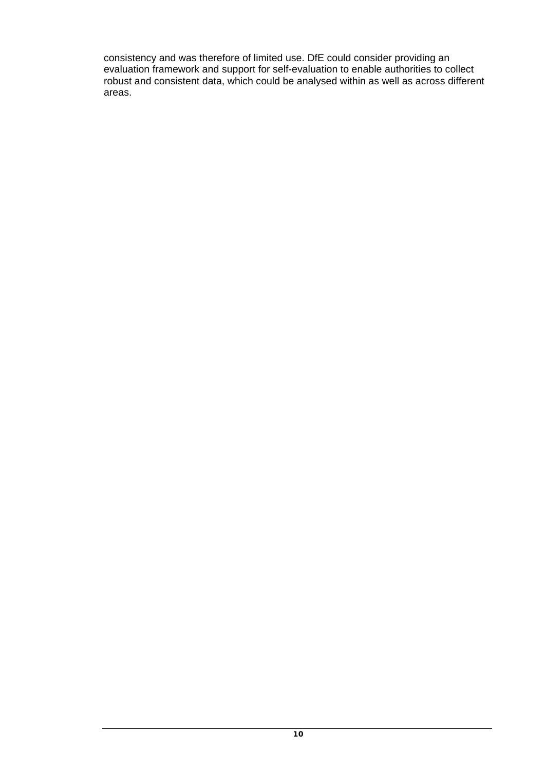consistency and was therefore of limited use. DfE could consider providing an evaluation framework and support for self-evaluation to enable authorities to collect robust and consistent data, which could be analysed within as well as across different areas.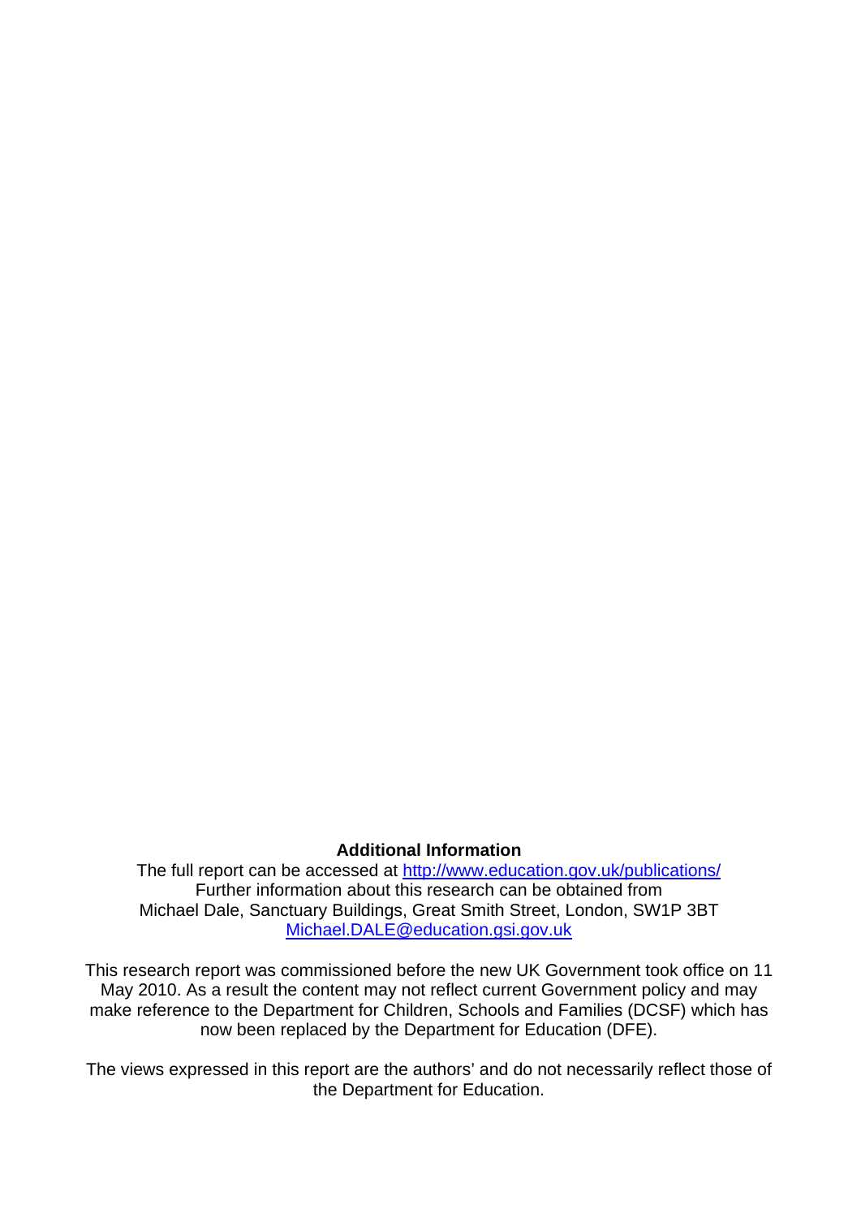**Additional Information**

The full report can be accessed at [http://www.education.gov.uk/publications/](http://www.education.gov.uk/publications/)
Further information about this research can be obtained from
Michael Dale, Sanctuary Buildings, Great Smith Street, London, SW1P 3BT
[Michael.DALE@education.gsi.gov.uk](mailto:Michael.DALE@education.gsi.gov.uk)

This research report was commissioned before the new UK Government took office on 11 May 2010. As a result the content may not reflect current Government policy and may make reference to the Department for Children, Schools and Families (DCSF) which has now been replaced by the Department for Education (DFE).

The views expressed in this report are the authors' and do not necessarily reflect those of the Department for Education.